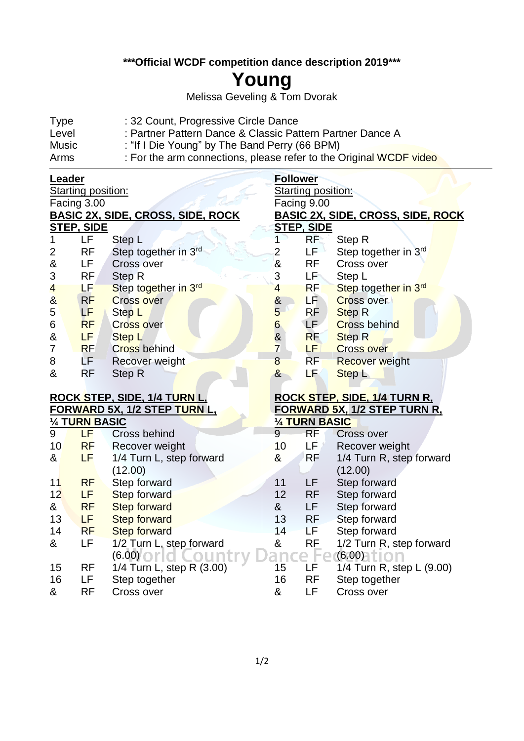**\*\*\*Official WCDF competition dance description 2019\*\*\***

# Young

Melissa Geveling & Tom Dvorak

| | |
|---|---|
| Type | : 32 Count, Progressive Circle Dance |
| Level | : Partner Pattern Dance & Classic Pattern Partner Dance A |
| Music | : "If I Die Young" by The Band Perry (66 BPM) |
| Arms | : For the arm connections, please refer to the Original WCDF video |

## Leader

Starting position:
Facing 3.00

**BASIC 2X, SIDE, CROSS, SIDE, ROCK STEP, SIDE**

| | | |
|---|---|---|
| 1 | LF | Step L |
| 2 | RF | Step together in 3rd |
| & | LF | Cross over |
| 3 | RF | Step R |
| 4 | LF | Step together in 3rd |
| & | RF | Cross over |
| 5 | LF | Step L |
| 6 | RF | Cross over |
| & | LF | Step L |
| 7 | RF | Cross behind |
| 8 | LF | Recover weight |
| & | RF | Step R |

**ROCK STEP, SIDE, 1/4 TURN L, FORWARD 5X, 1/2 STEP TURN L, ¼ TURN BASIC**

| | | |
|---|---|---|
| 9 | LF | Cross behind |
| 10 | RF | Recover weight |
| & | LF | 1/4 Turn L, step forward (12.00) |
| 11 | RF | Step forward |
| 12 | LF | Step forward |
| & | RF | Step forward |
| 13 | LF | Step forward |
| 14 | RF | Step forward |
| & | LF | 1/2 Turn L, step forward (6.00) |
| 15 | RF | 1/4 Turn L, step R (3.00) |
| 16 | LF | Step together |
| & | RF | Cross over |

## Follower

Starting position:
Facing 9.00

**BASIC 2X, SIDE, CROSS, SIDE, ROCK STEP, SIDE**

| | | |
|---|---|---|
| 1 | RF | Step R |
| 2 | LF | Step together in 3rd |
| & | RF | Cross over |
| 3 | LF | Step L |
| 4 | RF | Step together in 3rd |
| & | LF | Cross over |
| 5 | RF | Step R |
| 6 | LF | Cross behind |
| & | RF | Step R |
| 7 | LF | Cross over |
| 8 | RF | Recover weight |
| & | LF | Step L |

**ROCK STEP, SIDE, 1/4 TURN R, FORWARD 5X, 1/2 STEP TURN R, ¼ TURN BASIC**

| | | |
|---|---|---|
| 9 | RF | Cross over |
| 10 | LF | Recover weight |
| & | RF | 1/4 Turn R, step forward (12.00) |
| 11 | LF | Step forward |
| 12 | RF | Step forward |
| & | LF | Step forward |
| 13 | RF | Step forward |
| 14 | LF | Step forward |
| & | RF | 1/2 Turn R, step forward (6.00) |
| 15 | LF | 1/4 Turn R, step L (9.00) |
| 16 | RF | Step together |
| & | LF | Cross over |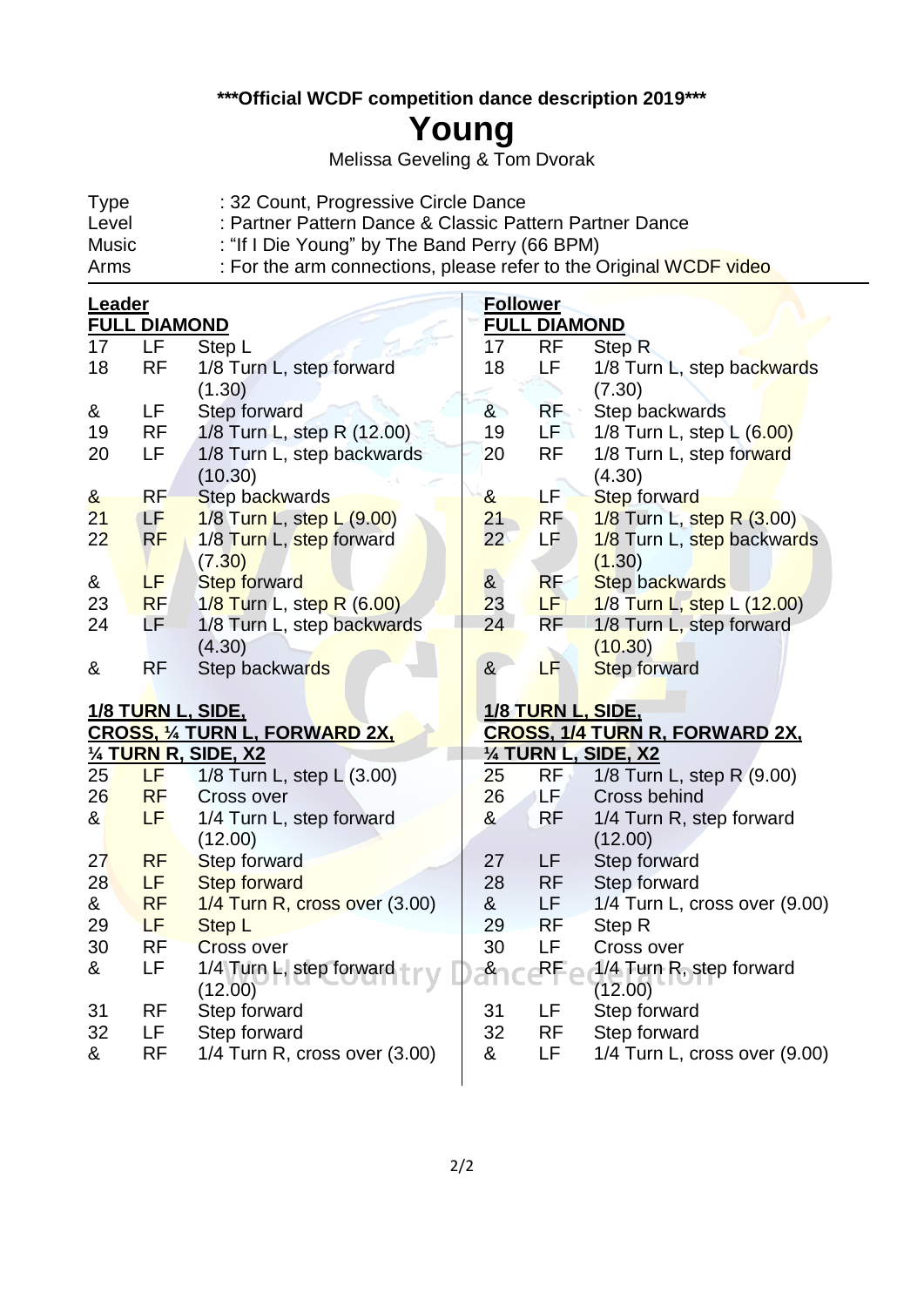**\*\*\*Official WCDF competition dance description 2019\*\*\***

# Young

Melissa Geveling & Tom Dvorak

| | |
|---|---|
| Type | : 32 Count, Progressive Circle Dance |
| Level | : Partner Pattern Dance & Classic Pattern Partner Dance |
| Music | : "If I Die Young" by The Band Perry (66 BPM) |
| Arms | : For the arm connections, please refer to the Original WCDF video |

## Leader

**FULL DIAMOND**

| | | |
|---|---|---|
| 17 | LF | Step L |
| 18 | RF | 1/8 Turn L, step forward (1.30) |
| & | LF | Step forward |
| 19 | RF | 1/8 Turn L, step R (12.00) |
| 20 | LF | 1/8 Turn L, step backwards (10.30) |
| & | RF | Step backwards |
| 21 | LF | 1/8 Turn L, step L (9.00) |
| 22 | RF | 1/8 Turn L, step forward (7.30) |
| & | LF | Step forward |
| 23 | RF | 1/8 Turn L, step R (6.00) |
| 24 | LF | 1/8 Turn L, step backwards (4.30) |
| & | RF | Step backwards |

**1/8 TURN L, SIDE, CROSS, ¼ TURN L, FORWARD 2X, ¼ TURN R, SIDE, X2**

| | | |
|---|---|---|
| 25 | LF | 1/8 Turn L, step L (3.00) |
| 26 | RF | Cross over |
| & | LF | 1/4 Turn L, step forward (12.00) |
| 27 | RF | Step forward |
| 28 | LF | Step forward |
| & | RF | 1/4 Turn R, cross over (3.00) |
| 29 | LF | Step L |
| 30 | RF | Cross over |
| & | LF | 1/4 Turn L, step forward (12.00) |
| 31 | RF | Step forward |
| 32 | LF | Step forward |
| & | RF | 1/4 Turn R, cross over (3.00) |

## Follower

**FULL DIAMOND**

| | | |
|---|---|---|
| 17 | RF | Step R |
| 18 | LF | 1/8 Turn L, step backwards (7.30) |
| & | RF | Step backwards |
| 19 | LF | 1/8 Turn L, step L (6.00) |
| 20 | RF | 1/8 Turn L, step forward (4.30) |
| & | LF | Step forward |
| 21 | RF | 1/8 Turn L, step R (3.00) |
| 22 | LF | 1/8 Turn L, step backwards (1.30) |
| & | RF | Step backwards |
| 23 | LF | 1/8 Turn L, step L (12.00) |
| 24 | RF | 1/8 Turn L, step forward (10.30) |
| & | LF | Step forward |

**1/8 TURN L, SIDE, CROSS, 1/4 TURN R, FORWARD 2X, ¼ TURN L, SIDE, X2**

| | | |
|---|---|---|
| 25 | RF | 1/8 Turn L, step R (9.00) |
| 26 | LF | Cross behind |
| & | RF | 1/4 Turn R, step forward (12.00) |
| 27 | LF | Step forward |
| 28 | RF | Step forward |
| & | LF | 1/4 Turn L, cross over (9.00) |
| 29 | RF | Step R |
| 30 | LF | Cross over |
| & | RF | 1/4 Turn R, step forward (12.00) |
| 31 | LF | Step forward |
| 32 | RF | Step forward |
| & | LF | 1/4 Turn L, cross over (9.00) |